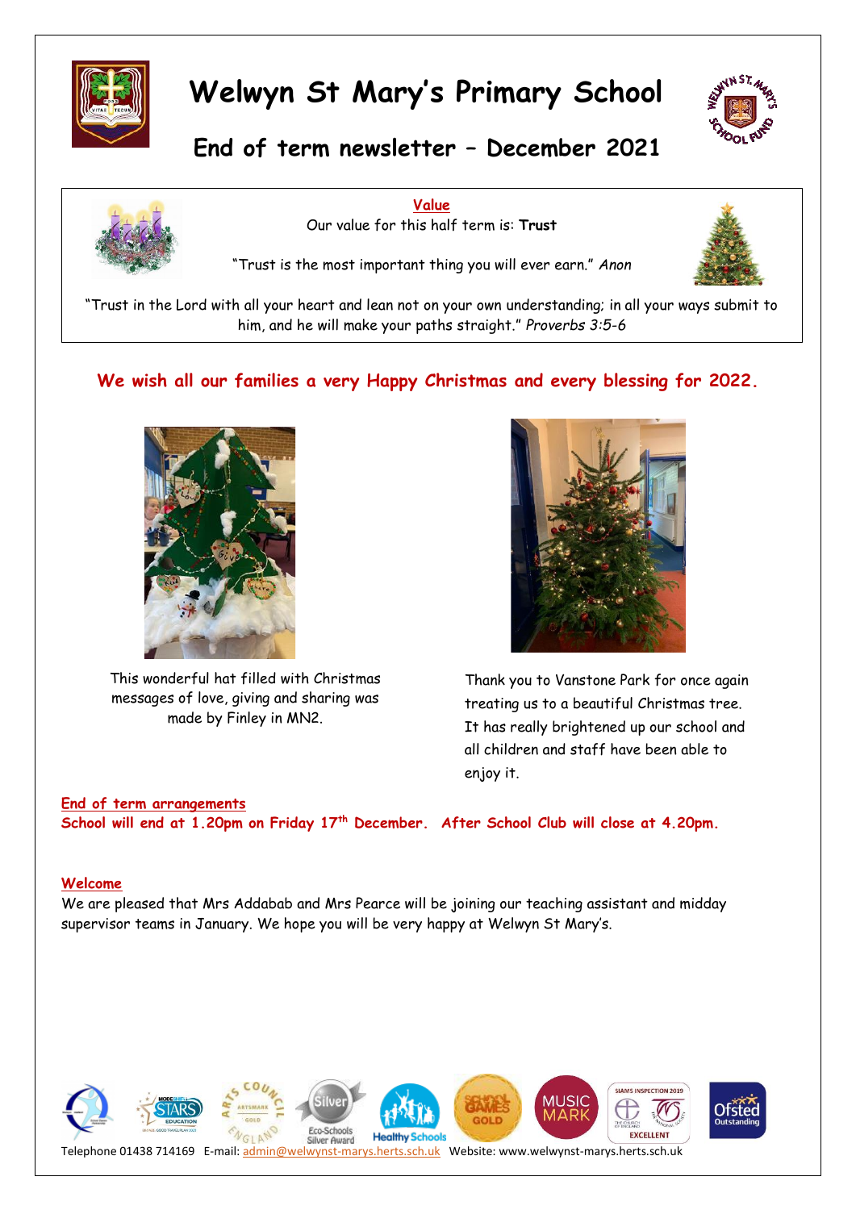# Welwyn St Mary's Primary School

## End of term newsletter – December 2021

**Value**

Our value for this half term is: **Trust**

"Trust is the most important thing you will ever earn." *Anon*

"Trust in the Lord with all your heart and lean not on your own understanding; in all your ways submit to him, and he will make your paths straight." *Proverbs 3:5-6*

**We wish all our families a very Happy Christmas and every blessing for 2022.**

This wonderful hat filled with Christmas messages of love, giving and sharing was made by Finley in MN2.

Thank you to Vanstone Park for once again treating us to a beautiful Christmas tree. It has really brightened up our school and all children and staff have been able to enjoy it.

**End of term arrangements**

**School will end at 1.20pm on Friday 17th December. After School Club will close at 4.20pm.**

**Welcome**

We are pleased that Mrs Addabab and Mrs Pearce will be joining our teaching assistant and midday supervisor teams in January. We hope you will be very happy at Welwyn St Mary's.

Telephone 01438 714169 E-mail: admin@welwynst-marys.herts.sch.uk Website: www.welwynst-marys.herts.sch.uk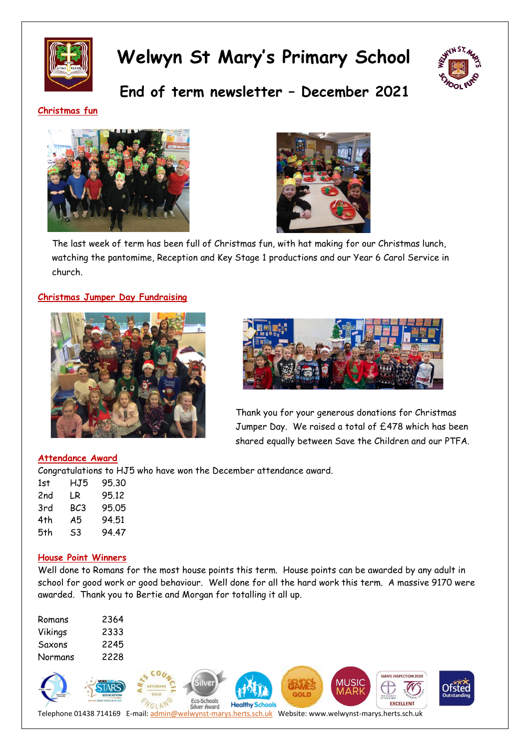# Welwyn St Mary's Primary School

## End of term newsletter – December 2021

### Christmas fun

The last week of term has been full of Christmas fun, with hat making for our Christmas lunch, watching the pantomime, Reception and Key Stage 1 productions and our Year 6 Carol Service in church.

### Christmas Jumper Day Fundraising

Thank you for your generous donations for Christmas Jumper Day. We raised a total of £478 which has been shared equally between Save the Children and our PTFA.

### Attendance Award

Congratulations to HJ5 who have won the December attendance award.

| | | |
|---|---|---|
| 1st | HJ5 | 95.30 |
| 2nd | LR | 95.12 |
| 3rd | BC3 | 95.05 |
| 4th | A5 | 94.51 |
| 5th | S3 | 94.47 |

### House Point Winners

Well done to Romans for the most house points this term. House points can be awarded by any adult in school for good work or good behaviour. Well done for all the hard work this term. A massive 9170 were awarded. Thank you to Bertie and Morgan for totalling it all up.

| | |
|---|---|
| Romans | 2364 |
| Vikings | 2333 |
| Saxons | 2245 |
| Normans | 2228 |

Telephone 01438 714169 E-mail: admin@welwynst-marys.herts.sch.uk Website: www.welwynst-marys.herts.sch.uk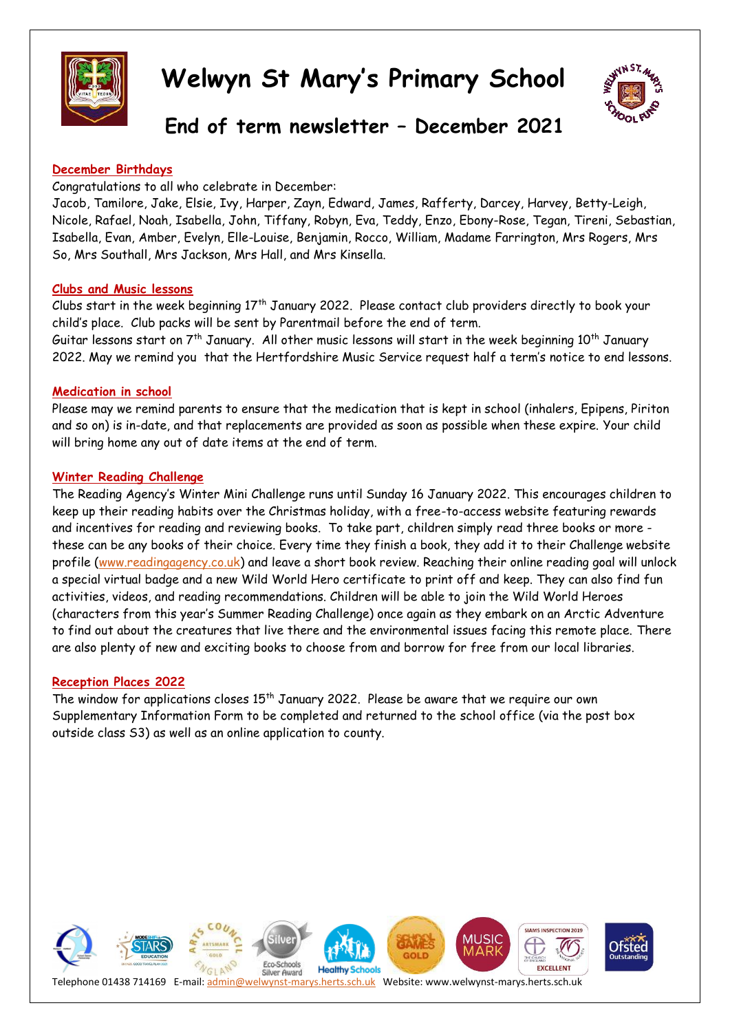# Welwyn St Mary's Primary School

## End of term newsletter – December 2021

### December Birthdays

Congratulations to all who celebrate in December:
Jacob, Tamilore, Jake, Elsie, Ivy, Harper, Zayn, Edward, James, Rafferty, Darcey, Harvey, Betty-Leigh, Nicole, Rafael, Noah, Isabella, John, Tiffany, Robyn, Eva, Teddy, Enzo, Ebony-Rose, Tegan, Tireni, Sebastian, Isabella, Evan, Amber, Evelyn, Elle-Louise, Benjamin, Rocco, William, Madame Farrington, Mrs Rogers, Mrs So, Mrs Southall, Mrs Jackson, Mrs Hall, and Mrs Kinsella.

### Clubs and Music lessons

Clubs start in the week beginning 17th January 2022. Please contact club providers directly to book your child's place. Club packs will be sent by Parentmail before the end of term.
Guitar lessons start on 7th January. All other music lessons will start in the week beginning 10th January 2022. May we remind you that the Hertfordshire Music Service request half a term's notice to end lessons.

### Medication in school

Please may we remind parents to ensure that the medication that is kept in school (inhalers, Epipens, Piriton and so on) is in-date, and that replacements are provided as soon as possible when these expire. Your child will bring home any out of date items at the end of term.

### Winter Reading Challenge

The Reading Agency's Winter Mini Challenge runs until Sunday 16 January 2022. This encourages children to keep up their reading habits over the Christmas holiday, with a free-to-access website featuring rewards and incentives for reading and reviewing books. To take part, children simply read three books or more - these can be any books of their choice. Every time they finish a book, they add it to their Challenge website profile (www.readingagency.co.uk) and leave a short book review. Reaching their online reading goal will unlock a special virtual badge and a new Wild World Hero certificate to print off and keep. They can also find fun activities, videos, and reading recommendations. Children will be able to join the Wild World Heroes (characters from this year's Summer Reading Challenge) once again as they embark on an Arctic Adventure to find out about the creatures that live there and the environmental issues facing this remote place. There are also plenty of new and exciting books to choose from and borrow for free from our local libraries.

### Reception Places 2022

The window for applications closes 15th January 2022. Please be aware that we require our own Supplementary Information Form to be completed and returned to the school office (via the post box outside class S3) as well as an online application to county.

Telephone 01438 714169 E-mail: admin@welwynst-marys.herts.sch.uk Website: www.welwynst-marys.herts.sch.uk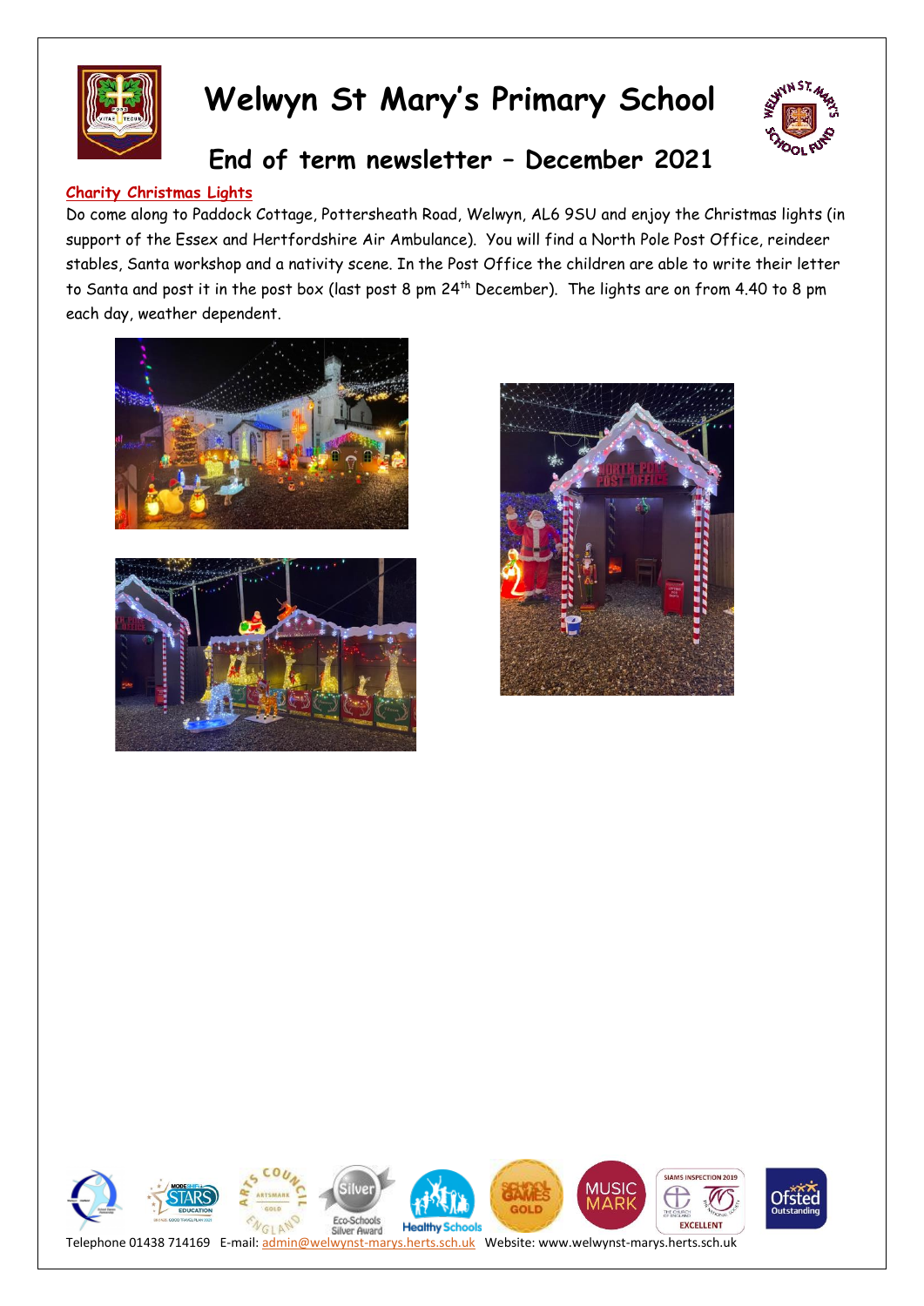# Welwyn St Mary's Primary School

## End of term newsletter – December 2021

### Charity Christmas Lights

Do come along to Paddock Cottage, Pottersheath Road, Welwyn, AL6 9SU and enjoy the Christmas lights (in support of the Essex and Hertfordshire Air Ambulance). You will find a North Pole Post Office, reindeer stables, Santa workshop and a nativity scene. In the Post Office the children are able to write their letter to Santa and post it in the post box (last post 8 pm 24th December). The lights are on from 4.40 to 8 pm each day, weather dependent.

Telephone 01438 714169 E-mail: admin@welwynst-marys.herts.sch.uk Website: www.welwynst-marys.herts.sch.uk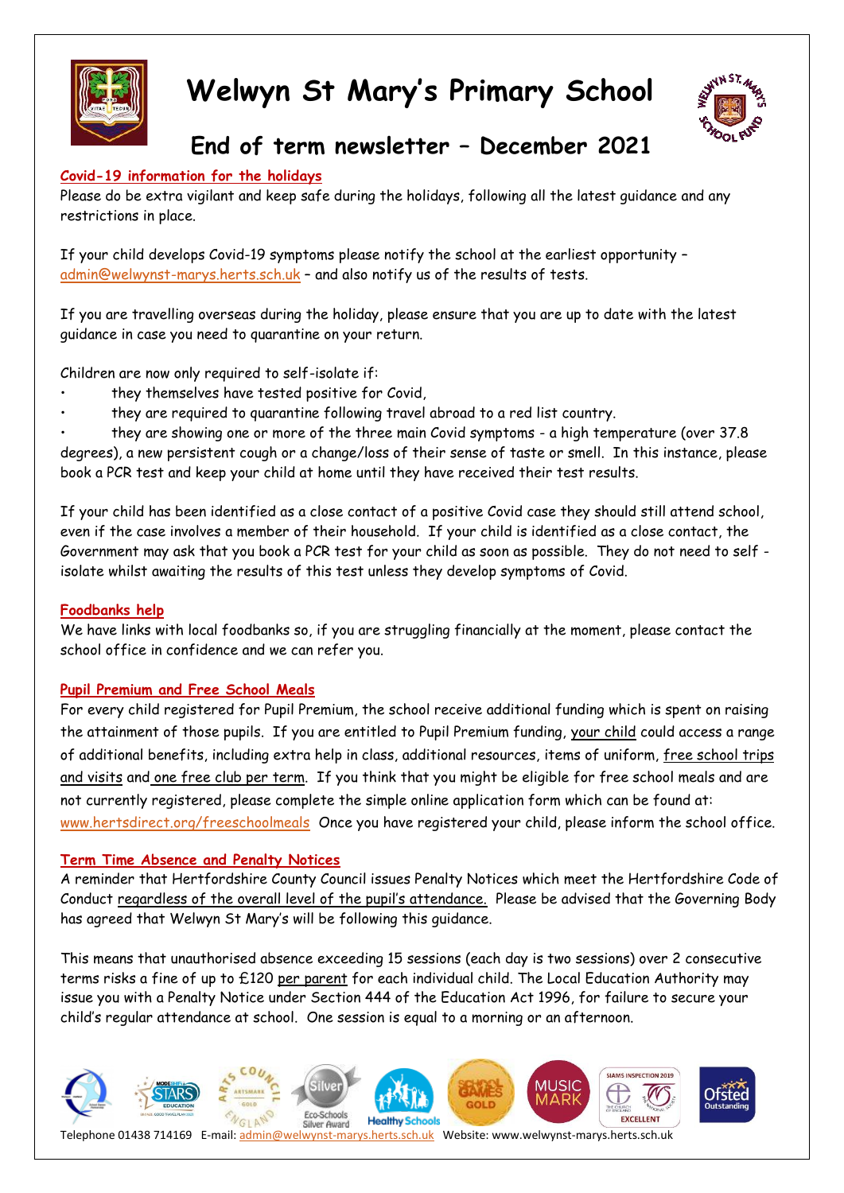# Welwyn St Mary's Primary School

## End of term newsletter – December 2021

**Covid-19 information for the holidays**

Please do be extra vigilant and keep safe during the holidays, following all the latest guidance and any restrictions in place.

If your child develops Covid-19 symptoms please notify the school at the earliest opportunity – admin@welwynst-marys.herts.sch.uk – and also notify us of the results of tests.

If you are travelling overseas during the holiday, please ensure that you are up to date with the latest guidance in case you need to quarantine on your return.

Children are now only required to self-isolate if:

- they themselves have tested positive for Covid,
- they are required to quarantine following travel abroad to a red list country.
- they are showing one or more of the three main Covid symptoms - a high temperature (over 37.8 degrees), a new persistent cough or a change/loss of their sense of taste or smell. In this instance, please book a PCR test and keep your child at home until they have received their test results.

If your child has been identified as a close contact of a positive Covid case they should still attend school, even if the case involves a member of their household. If your child is identified as a close contact, the Government may ask that you book a PCR test for your child as soon as possible. They do not need to self - isolate whilst awaiting the results of this test unless they develop symptoms of Covid.

**Foodbanks help**

We have links with local foodbanks so, if you are struggling financially at the moment, please contact the school office in confidence and we can refer you.

**Pupil Premium and Free School Meals**

For every child registered for Pupil Premium, the school receive additional funding which is spent on raising the attainment of those pupils. If you are entitled to Pupil Premium funding, your child could access a range of additional benefits, including extra help in class, additional resources, items of uniform, free school trips and visits and one free club per term. If you think that you might be eligible for free school meals and are not currently registered, please complete the simple online application form which can be found at: www.hertsdirect.org/freeschoolmeals Once you have registered your child, please inform the school office.

**Term Time Absence and Penalty Notices**

A reminder that Hertfordshire County Council issues Penalty Notices which meet the Hertfordshire Code of Conduct regardless of the overall level of the pupil's attendance. Please be advised that the Governing Body has agreed that Welwyn St Mary's will be following this guidance.

This means that unauthorised absence exceeding 15 sessions (each day is two sessions) over 2 consecutive terms risks a fine of up to £120 per parent for each individual child. The Local Education Authority may issue you with a Penalty Notice under Section 444 of the Education Act 1996, for failure to secure your child's regular attendance at school. One session is equal to a morning or an afternoon.

Telephone 01438 714169 E-mail: admin@welwynst-marys.herts.sch.uk Website: www.welwynst-marys.herts.sch.uk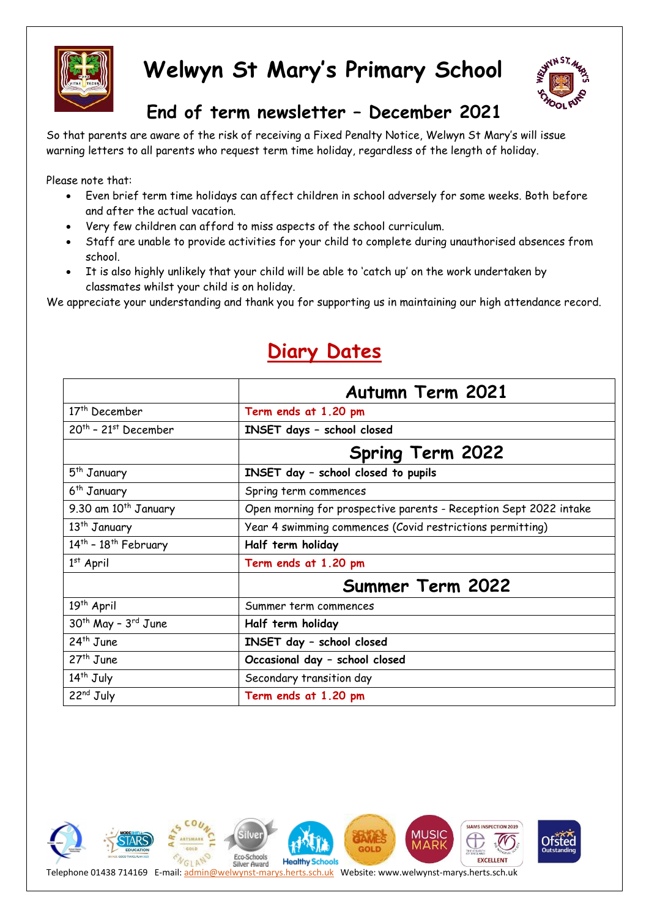# Welwyn St Mary's Primary School

## End of term newsletter – December 2021

So that parents are aware of the risk of receiving a Fixed Penalty Notice, Welwyn St Mary's will issue warning letters to all parents who request term time holiday, regardless of the length of holiday.

Please note that:

- Even brief term time holidays can affect children in school adversely for some weeks. Both before and after the actual vacation.
- Very few children can afford to miss aspects of the school curriculum.
- Staff are unable to provide activities for your child to complete during unauthorised absences from school.
- It is also highly unlikely that your child will be able to 'catch up' on the work undertaken by classmates whilst your child is on holiday.

We appreciate your understanding and thank you for supporting us in maintaining our high attendance record.

## Diary Dates

| | Autumn Term 2021 |
|---|---|
| 17th December | **Term ends at 1.20 pm** |
| 20th – 21st December | **INSET days – school closed** |
| | **Spring Term 2022** |
| 5th January | **INSET day – school closed to pupils** |
| 6th January | Spring term commences |
| 9.30 am 10th January | Open morning for prospective parents - Reception Sept 2022 intake |
| 13th January | Year 4 swimming commences (Covid restrictions permitting) |
| 14th – 18th February | **Half term holiday** |
| 1st April | **Term ends at 1.20 pm** |
| | **Summer Term 2022** |
| 19th April | Summer term commences |
| 30th May – 3rd June | **Half term holiday** |
| 24th June | **INSET day – school closed** |
| 27th June | **Occasional day – school closed** |
| 14th July | Secondary transition day |
| 22nd July | **Term ends at 1.20 pm** |

Telephone 01438 714169 E-mail: admin@welwynst-marys.herts.sch.uk Website: www.welwynst-marys.herts.sch.uk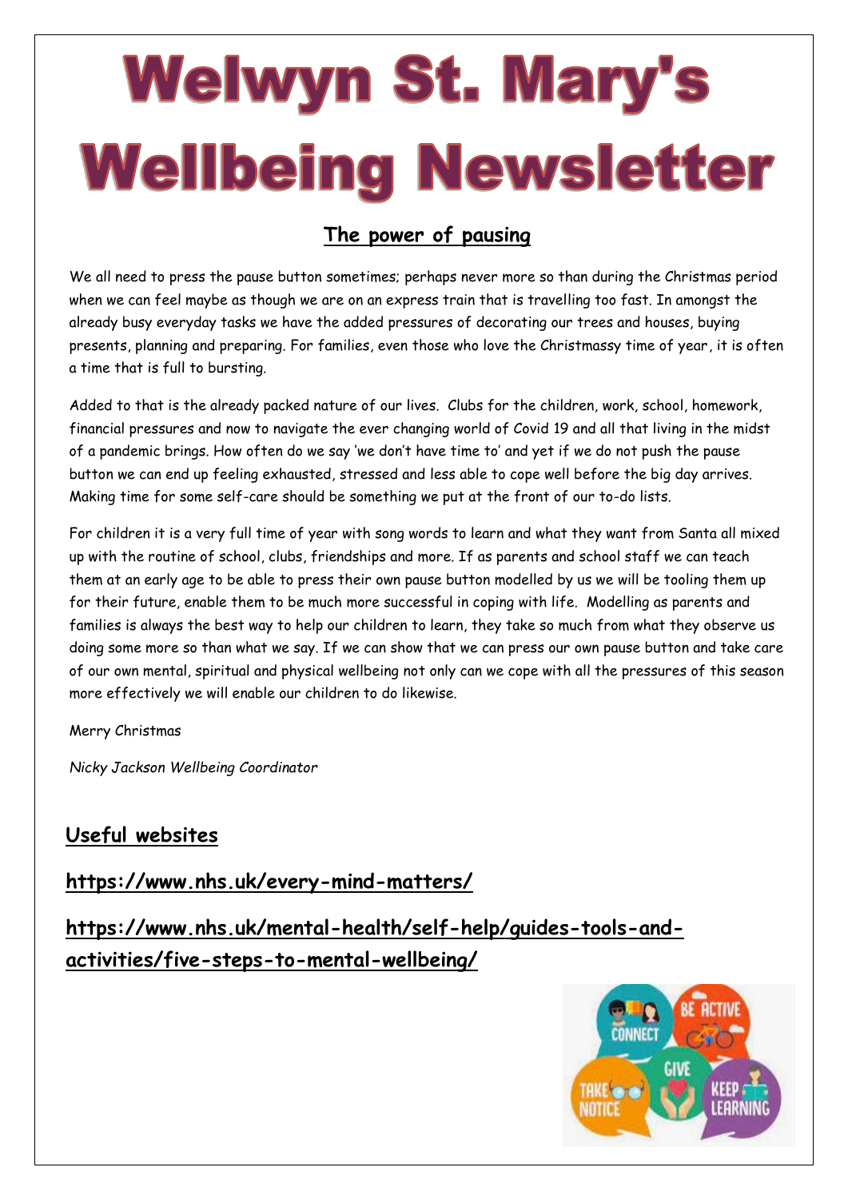# Welwyn St. Mary's Wellbeing Newsletter

## The power of pausing

We all need to press the pause button sometimes; perhaps never more so than during the Christmas period when we can feel maybe as though we are on an express train that is travelling too fast. In amongst the already busy everyday tasks we have the added pressures of decorating our trees and houses, buying presents, planning and preparing. For families, even those who love the Christmassy time of year, it is often a time that is full to bursting.

Added to that is the already packed nature of our lives. Clubs for the children, work, school, homework, financial pressures and now to navigate the ever changing world of Covid 19 and all that living in the midst of a pandemic brings. How often do we say 'we don't have time to' and yet if we do not push the pause button we can end up feeling exhausted, stressed and less able to cope well before the big day arrives. Making time for some self-care should be something we put at the front of our to-do lists.

For children it is a very full time of year with song words to learn and what they want from Santa all mixed up with the routine of school, clubs, friendships and more. If as parents and school staff we can teach them at an early age to be able to press their own pause button modelled by us we will be tooling them up for their future, enable them to be much more successful in coping with life. Modelling as parents and families is always the best way to help our children to learn, they take so much from what they observe us doing some more so than what we say. If we can show that we can press our own pause button and take care of our own mental, spiritual and physical wellbeing not only can we cope with all the pressures of this season more effectively we will enable our children to do likewise.

Merry Christmas

*Nicky Jackson Wellbeing Coordinator*

## Useful websites

**https://www.nhs.uk/every-mind-matters/**

**https://www.nhs.uk/mental-health/self-help/guides-tools-and-activities/five-steps-to-mental-wellbeing/**